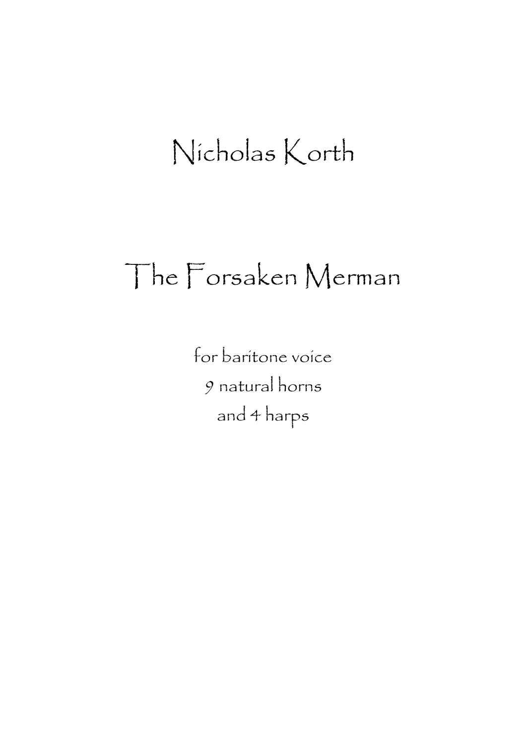# Nicholas Korth

# The Forsaken Merman

for baritone voice
9 natural horns
and 4 harps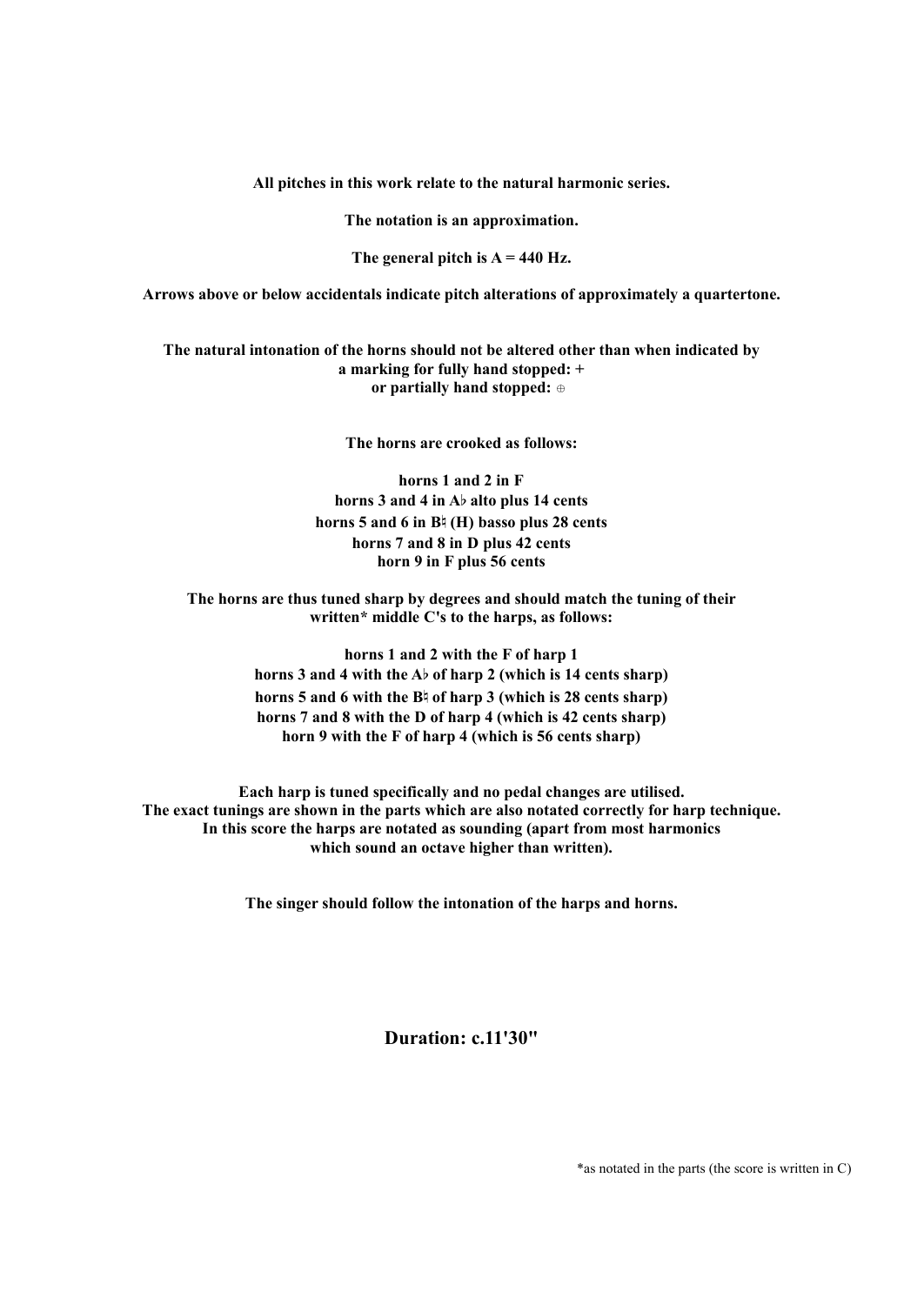**All pitches in this work relate to the natural harmonic series.**

**The notation is an approximation.**

**The general pitch is A = 440 Hz.**

**Arrows above or below accidentals indicate pitch alterations of approximately a quartertone.**

**The natural intonation of the horns should not be altered other than when indicated by a marking for fully hand stopped: +**
**or partially hand stopped: ⊕**

**The horns are crooked as follows:**

**horns 1 and 2 in F**
**horns 3 and 4 in A♭ alto plus 14 cents**
**horns 5 and 6 in B♮ (H) basso plus 28 cents**
**horns 7 and 8 in D plus 42 cents**
**horn 9 in F plus 56 cents**

**The horns are thus tuned sharp by degrees and should match the tuning of their written* middle C's to the harps, as follows:**

**horns 1 and 2 with the F of harp 1**
**horns 3 and 4 with the A♭ of harp 2 (which is 14 cents sharp)**
**horns 5 and 6 with the B♮ of harp 3 (which is 28 cents sharp)**
**horns 7 and 8 with the D of harp 4 (which is 42 cents sharp)**
**horn 9 with the F of harp 4 (which is 56 cents sharp)**

**Each harp is tuned specifically and no pedal changes are utilised.**
**The exact tunings are shown in the parts which are also notated correctly for harp technique.**
**In this score the harps are notated as sounding (apart from most harmonics which sound an octave higher than written).**

**The singer should follow the intonation of the harps and horns.**

## Duration: c.11'30"

*as notated in the parts (the score is written in C)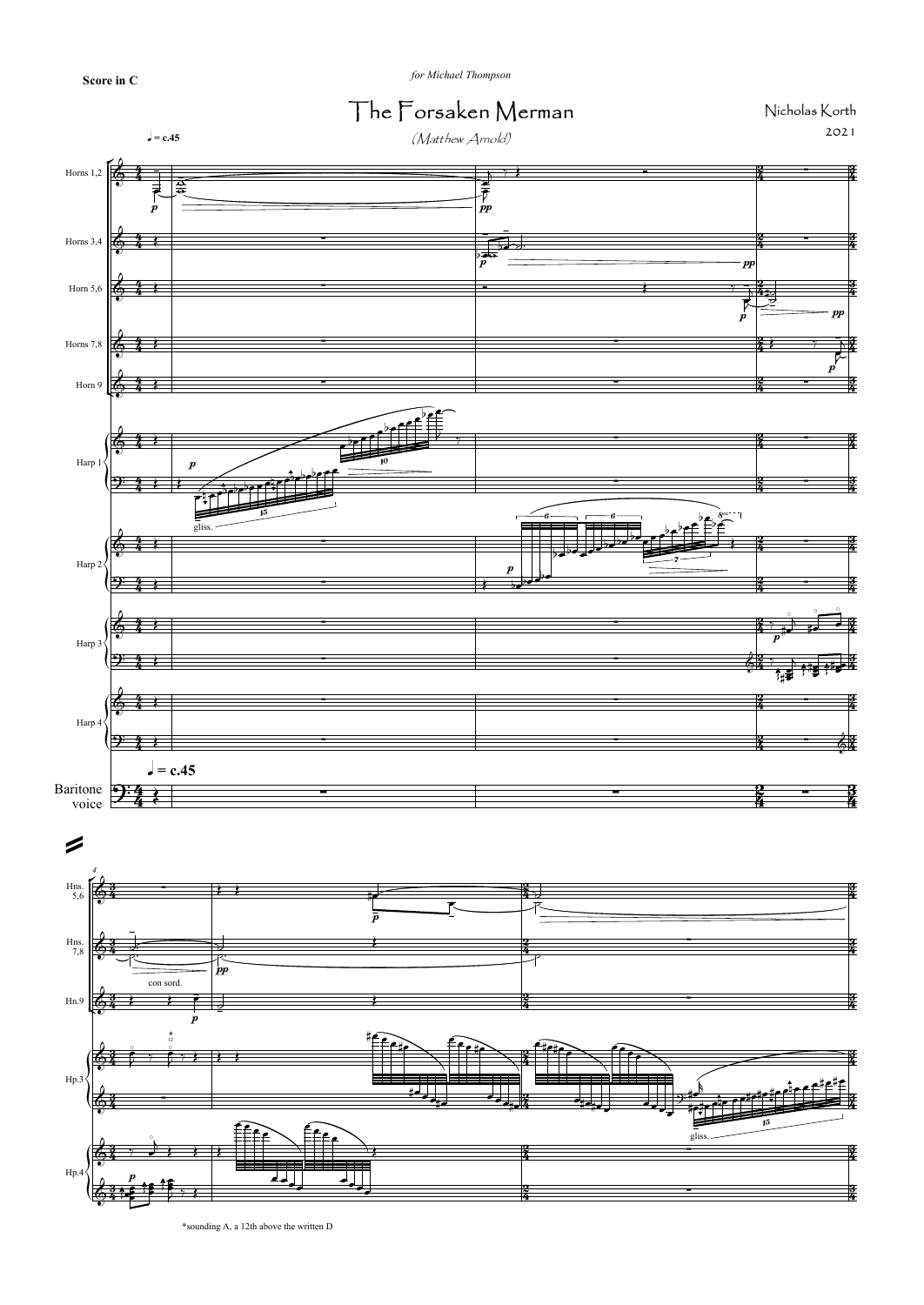**Score in C**

*for Michael Thompson*

# The Forsaken Merman

*(Matthew Arnold)*

Nicholas Korth

2021

*sounding A, a 12th above the written D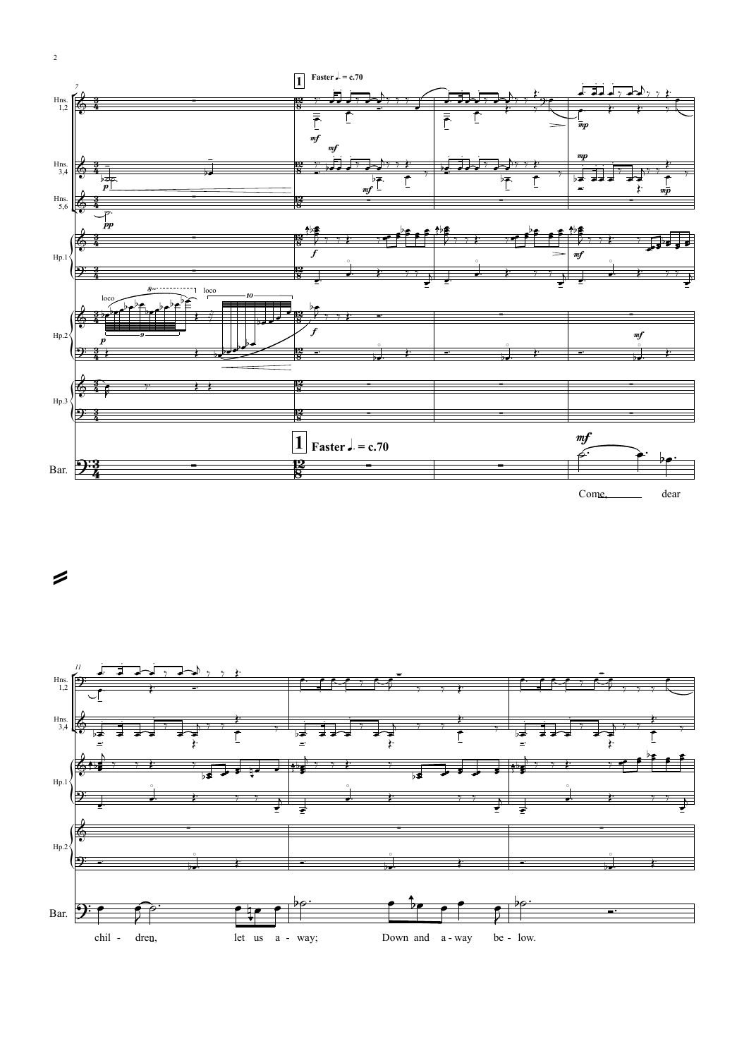**1** Faster ♩. = c.70

Hns. 1,2

Hns. 3,4

Hns. 5,6

Hp.1

Hp.2

Hp.3

Bar.

Come, dear

chil - dren, let us a - way; Down and a - way be - low.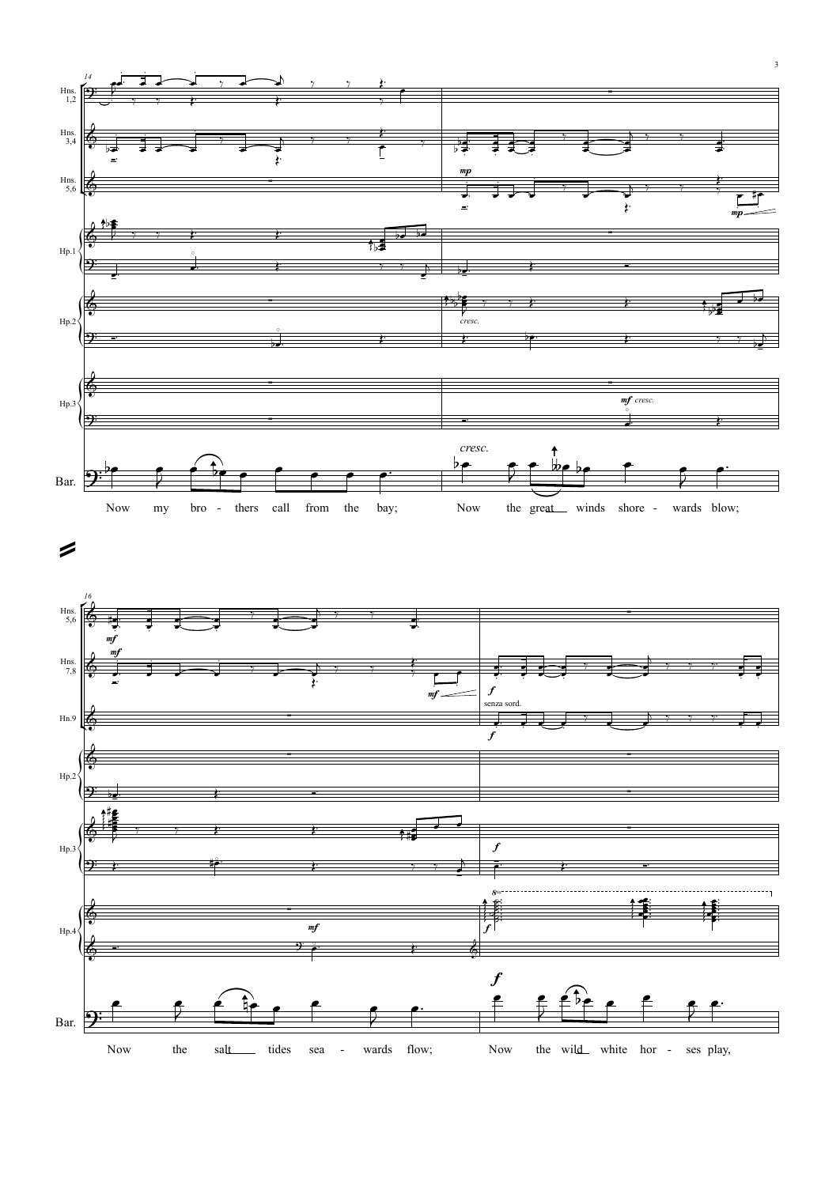Now my bro - thers call from the bay; Now the great winds shore - wards blow;

Now the salt tides sea - wards flow; Now the wild white hor - ses play,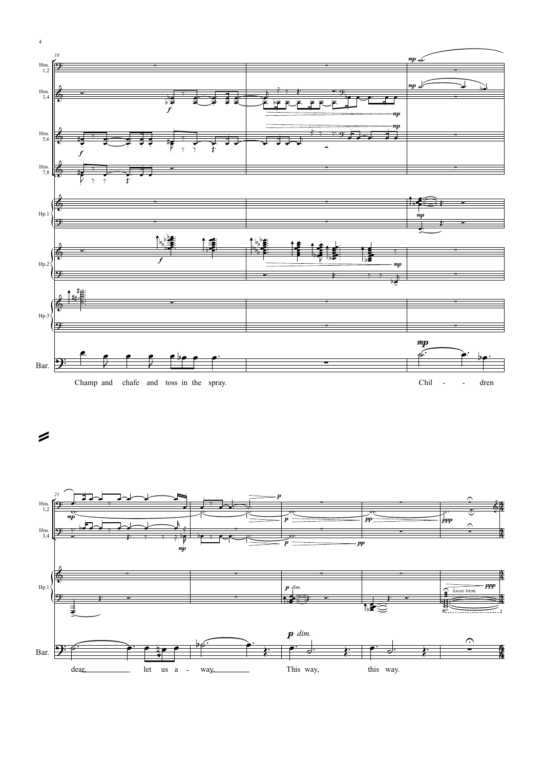Champ and chafe and toss in the spray.

Chil - - dren

dear, let us a - way.

This way, this way.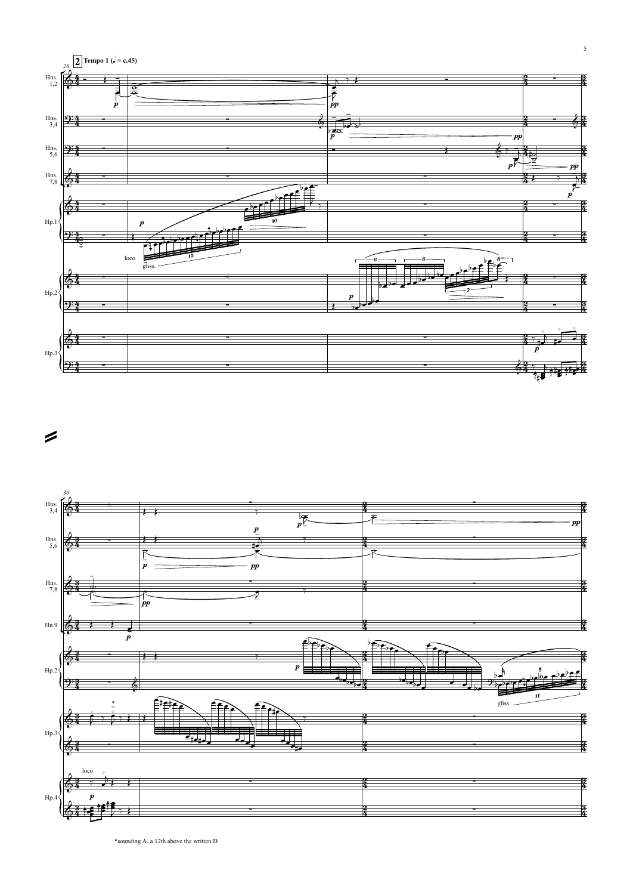*sounding A, a 12th above the written D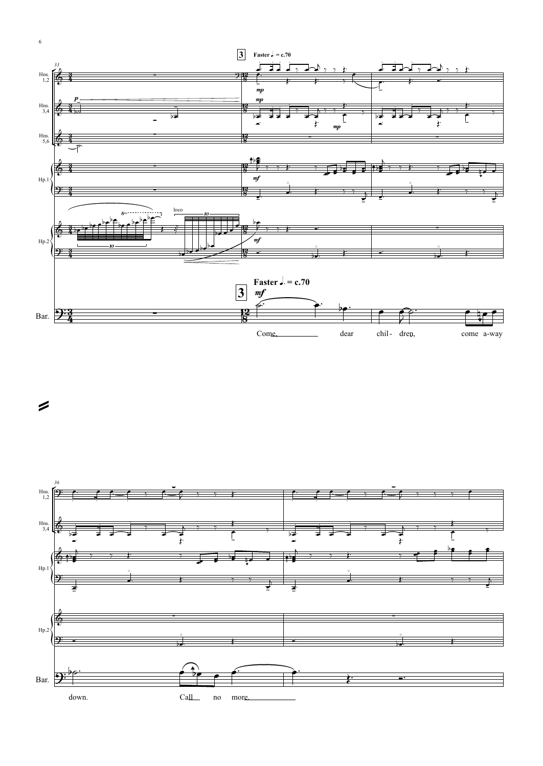**3** Faster ♩. = c.70

Come, dear chil- dren, come a-way down. Call no more.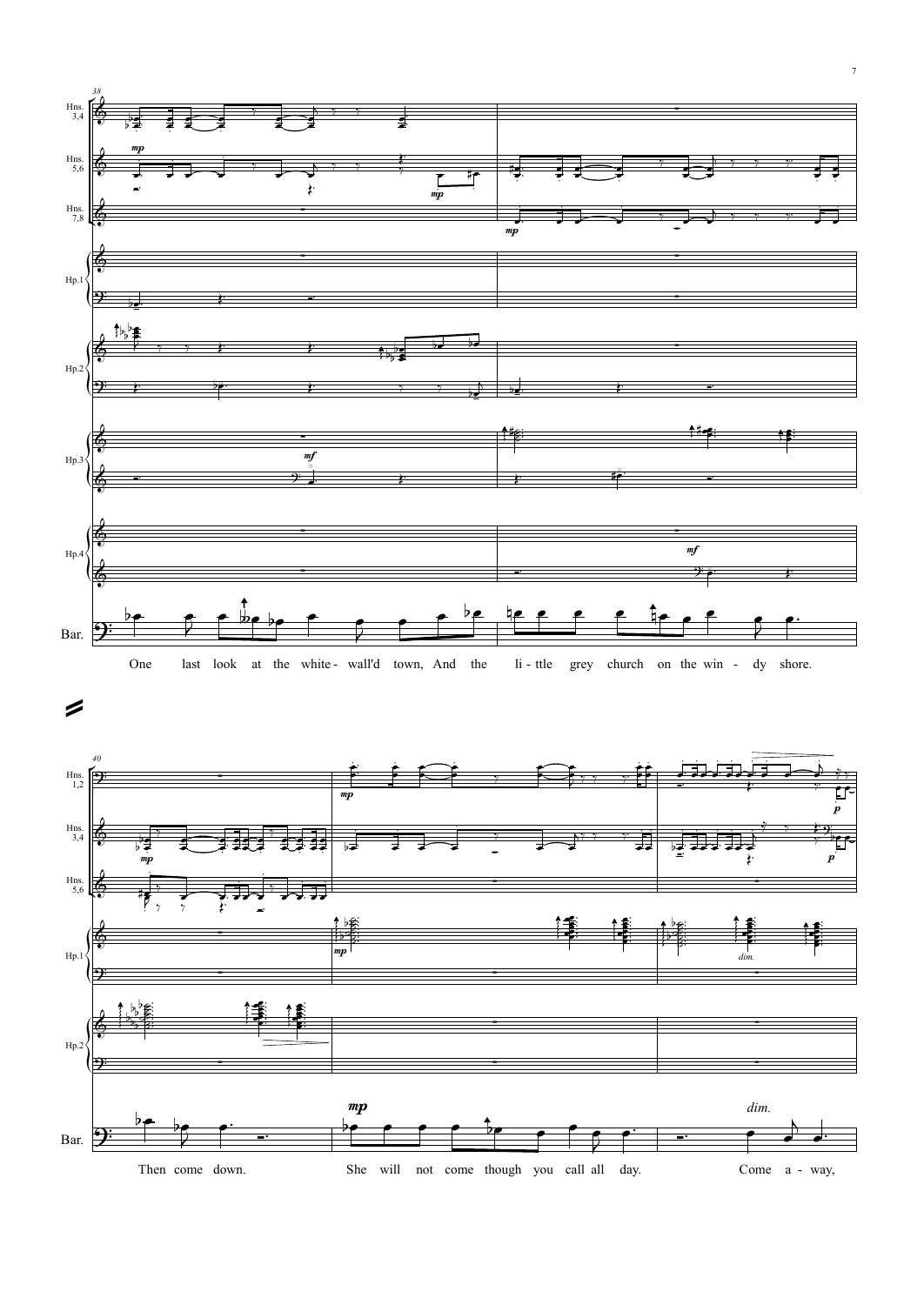One last look at the white-wall'd town, And the li-ttle grey church on the win-dy shore.

Then come down. She will not come though you call all day. Come a-way,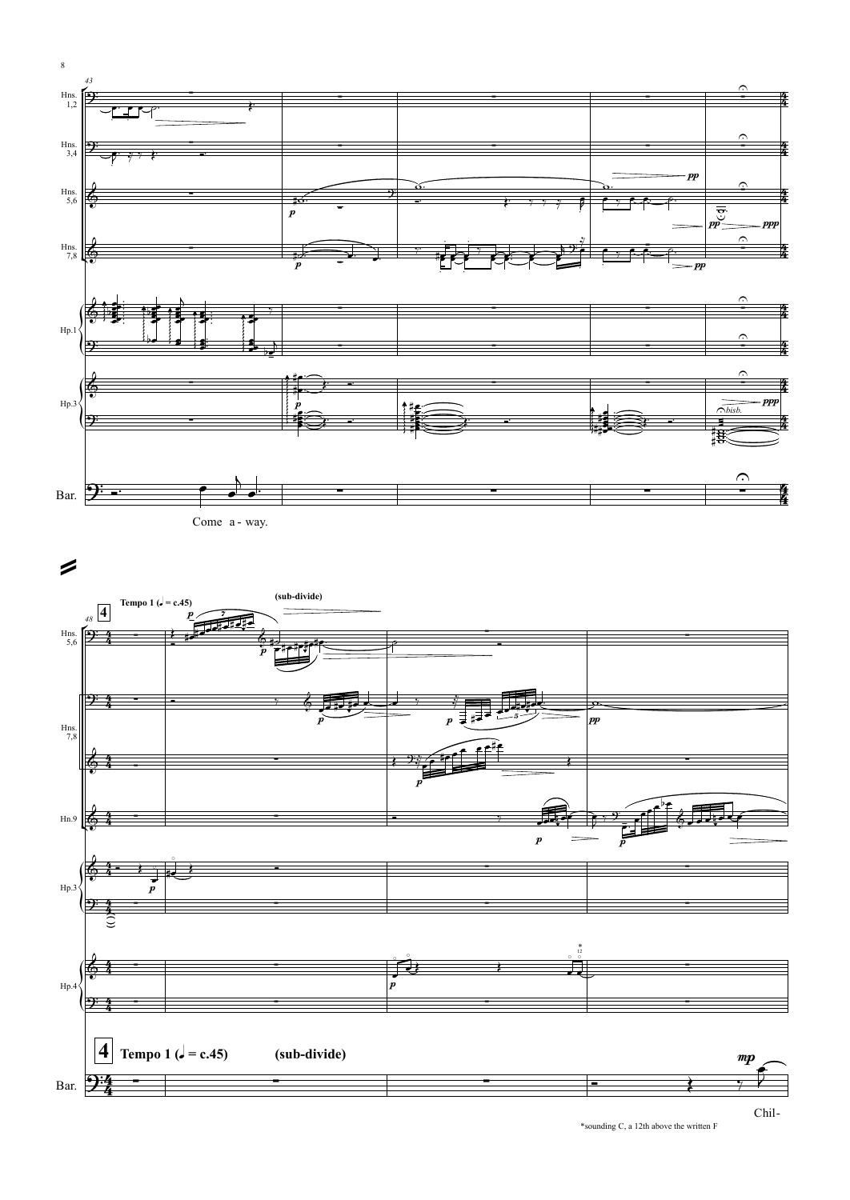Come a - way.

**4** **Tempo 1 (♩ = c.45)** **(sub-divide)**

Chil-

*sounding C, a 12th above the written F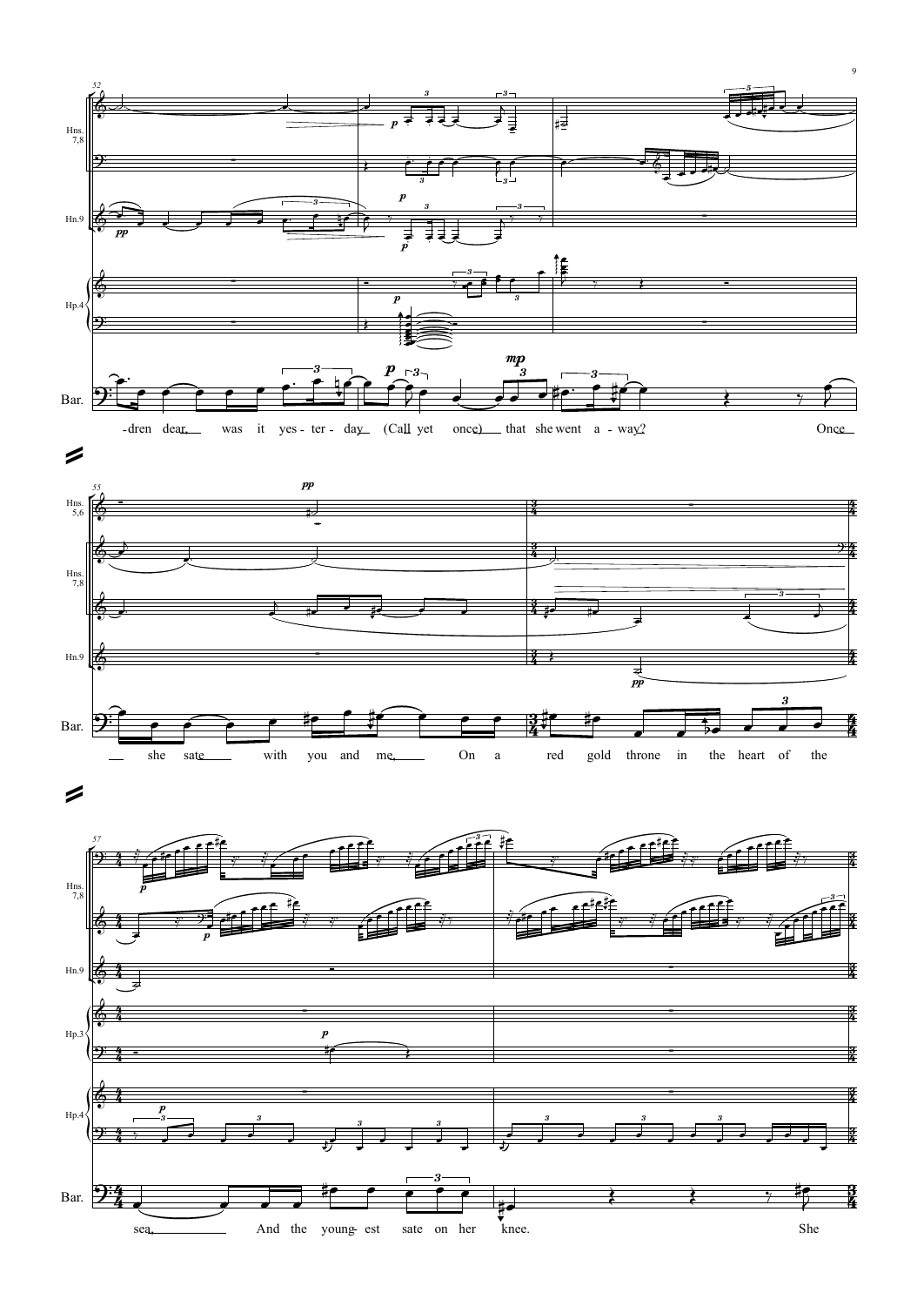-dren dear, was it yes - ter - day (Call yet once) that she went a - way? Once

she sate with you and me, On a red gold throne in the heart of the

sea, And the young - est sate on her knee. She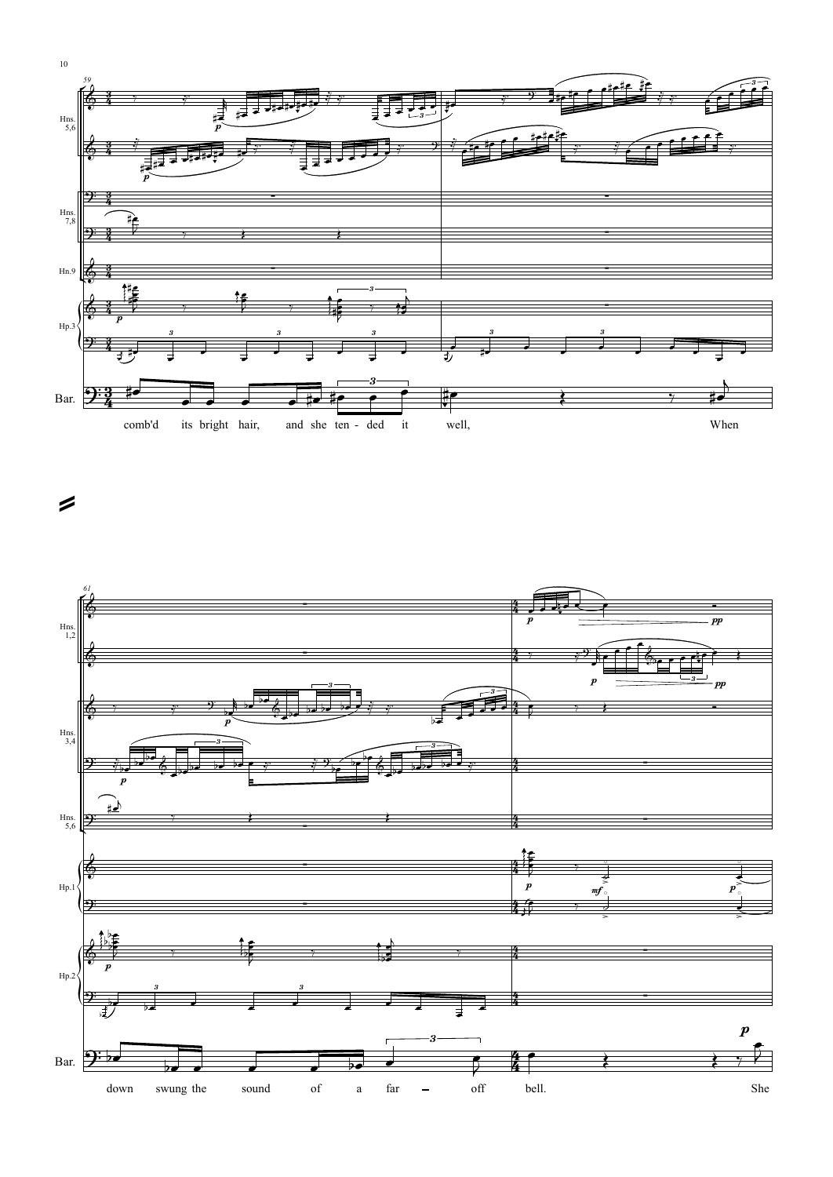comb'd its bright hair, and she ten - ded it well, When

down swung the sound of a far – off bell. She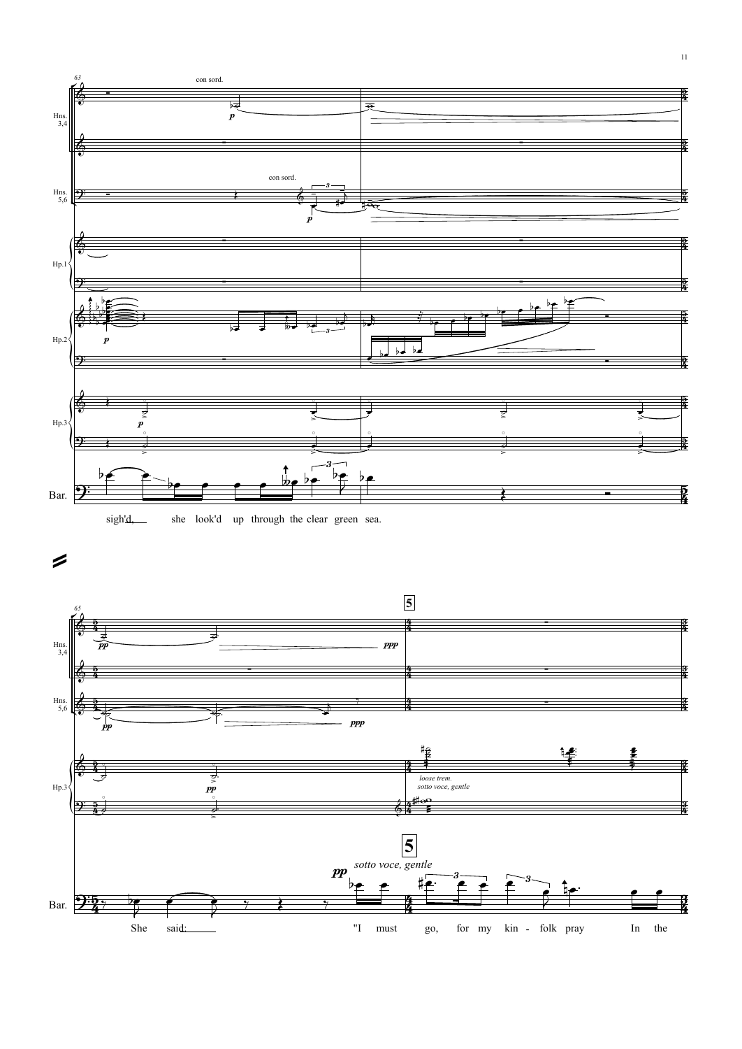Hns. 3,4

con sord.

Hns. 5,6

con sord.

Hp.1

Hp.2

Hp.3

Bar.

sigh'd, she look'd up through the clear green sea.

Hns. 3,4

Hns. 5,6

Hp.3

loose trem.
sotto voce, gentle

**5**

sotto voce, gentle

Bar.

She said: "I must go, for my kin - folk pray In the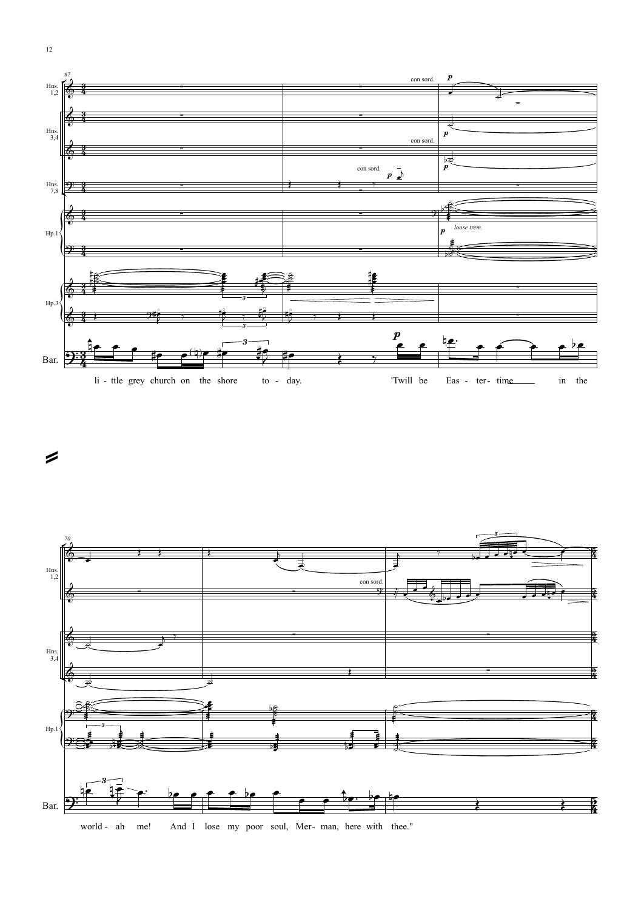Hns. 1,2

Hns. 3,4

Hns. 7,8

Hp.1

Hp.3

Bar.

con sord.

con sord.

con sord.

*p*

*loose trem.*

li - ttle grey church on the shore to - day. 'Twill be Eas - ter- time in the

Hns. 1,2

Hns. 3,4

Hp.1

Bar.

con sord.

world - ah me! And I lose my poor soul, Mer- man, here with thee."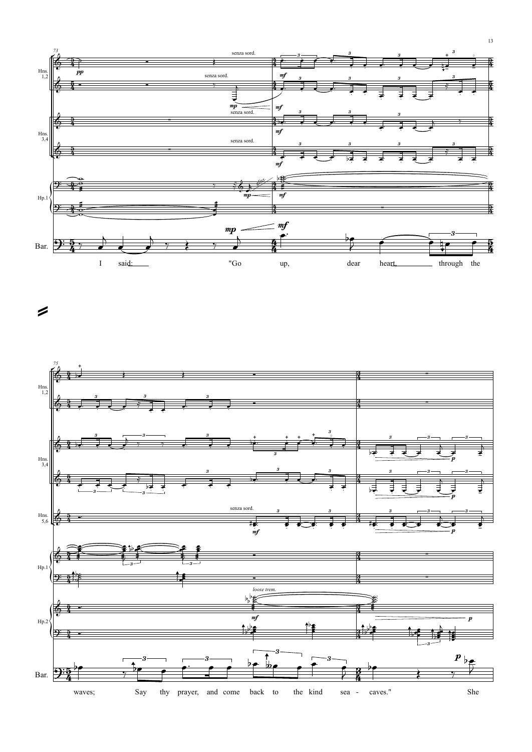73

Hns. 1,2

senza sord.

senza sord.

Hns. 3,4

senza sord.

senza sord.

Hp.1

gliss.

Bar.

I said: "Go up, dear heart, through the

75

Hns. 1,2

Hns. 3,4

Hns. 5,6

senza sord.

Hp.1

Hp.2

loose trem.

Bar.

waves; Say thy prayer, and come back to the kind sea - caves." She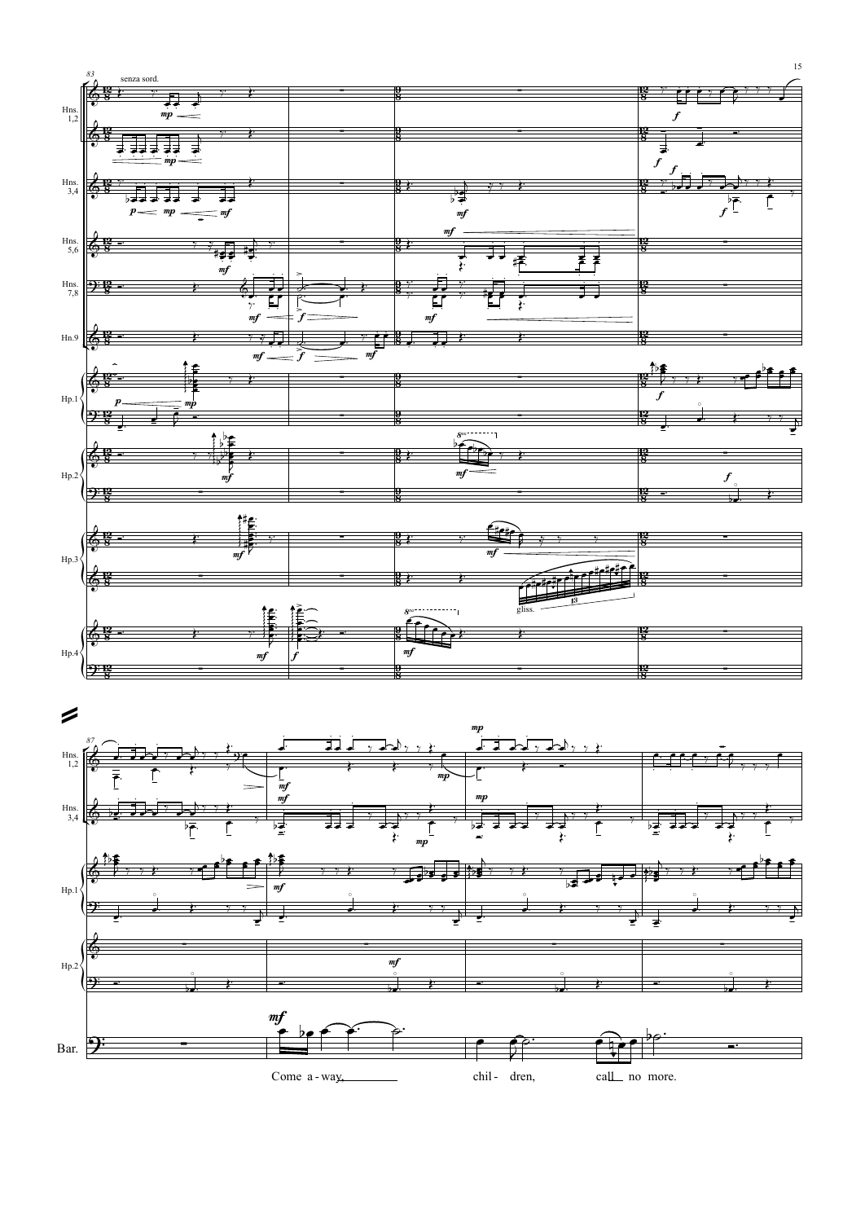senza sord.

Hns. 1,2

Hns. 3,4

Hns. 5,6

Hns. 7,8

Hn. 9

Hp. 1

Hp. 2

Hp. 3

Hp. 4

gliss.

Bar.

Come a - way, chil - dren, call no more.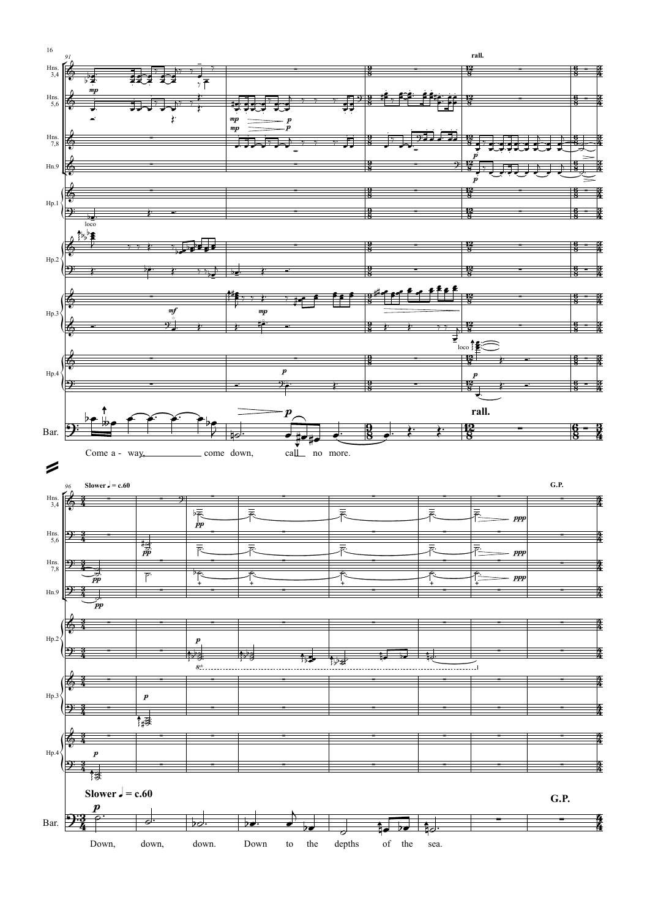rall.

Come a - way, come down, call no more.

Slower ♩ = c.60

G.P.

Down, down, down. Down to the depths of the sea.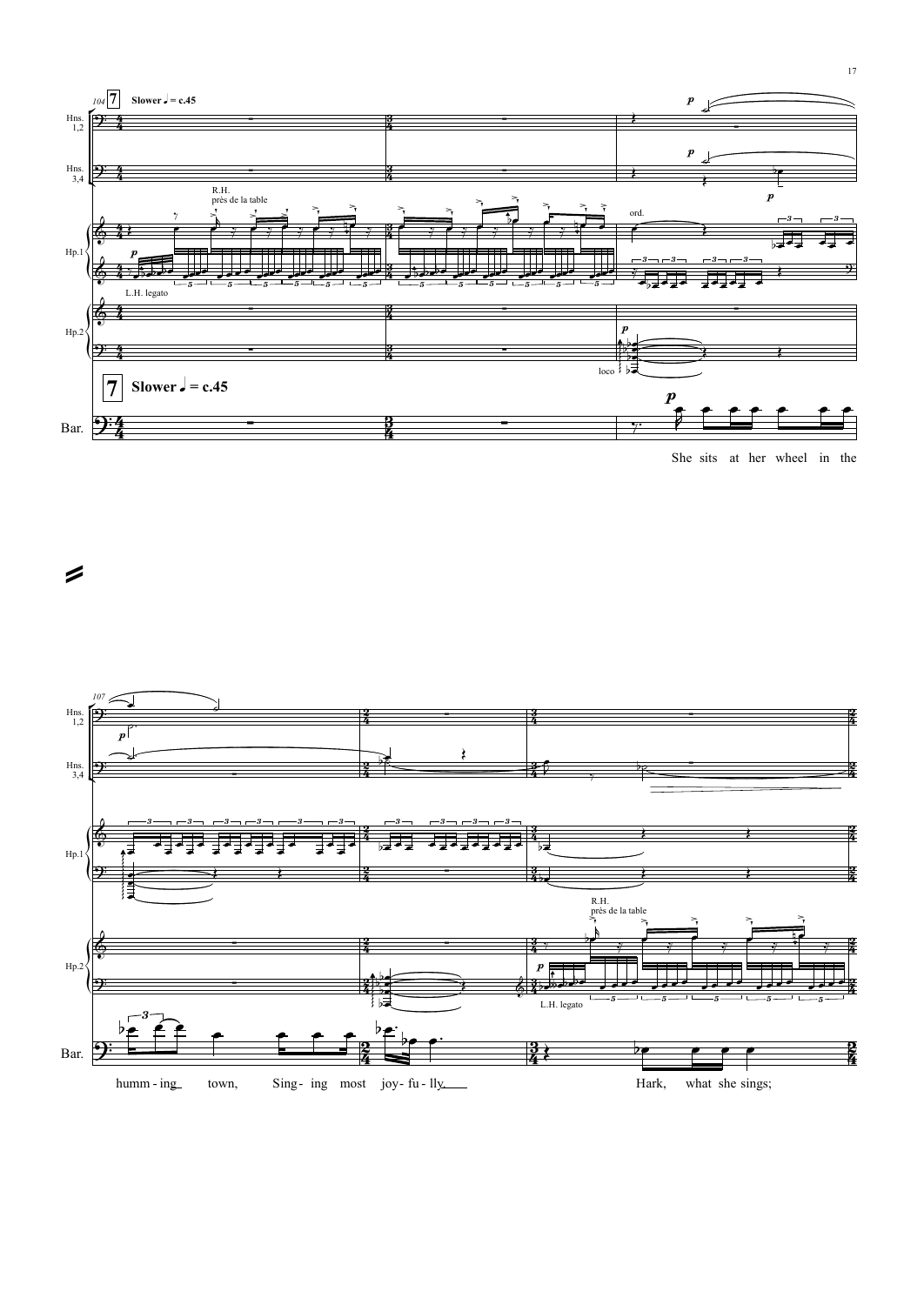7 Slower ♩ = c.45

She sits at her wheel in the

humm - ing town, Sing - ing most joy - fu - lly. Hark, what she sings;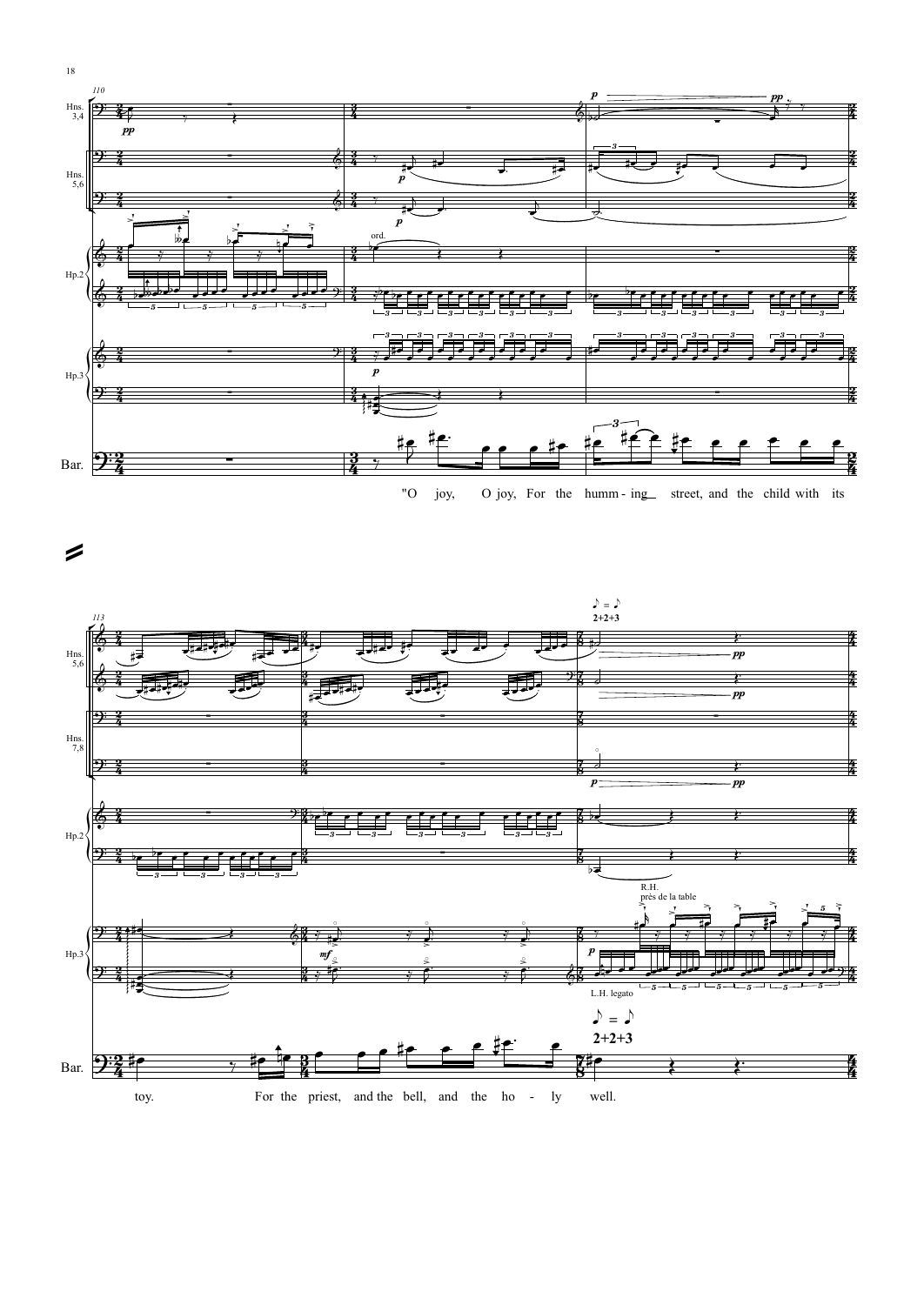"O joy, O joy, For the humm - ing street, and the child with its toy. For the priest, and the bell, and the ho - ly well.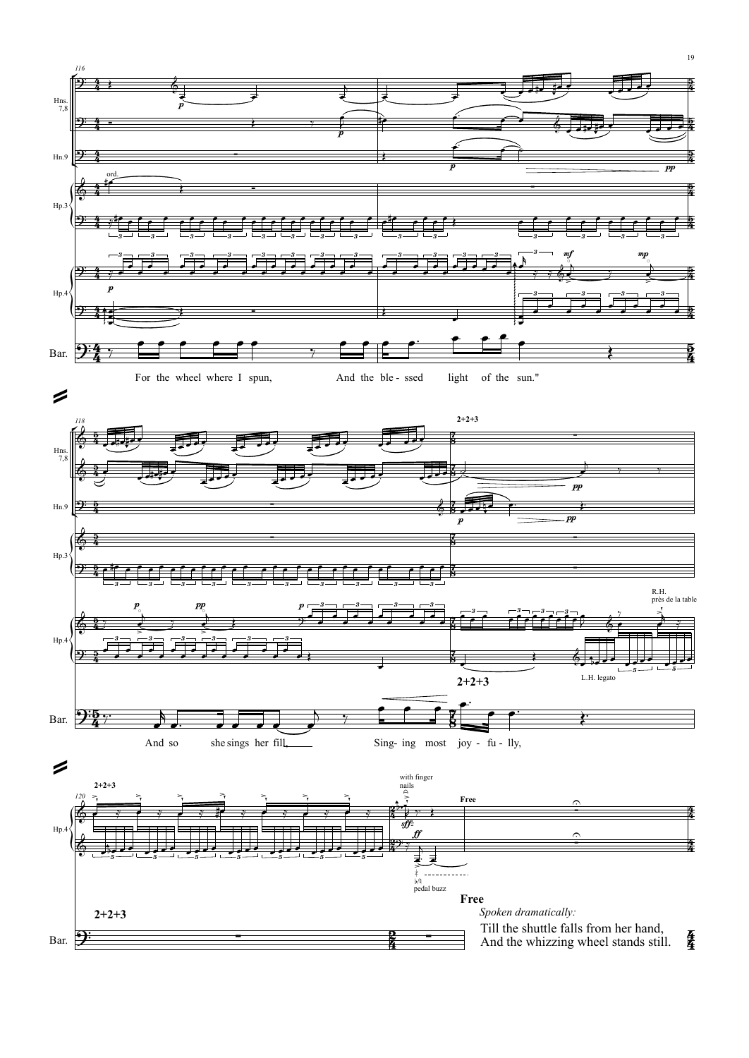Till the shuttle falls from her hand,
And the whizzing wheel stands still.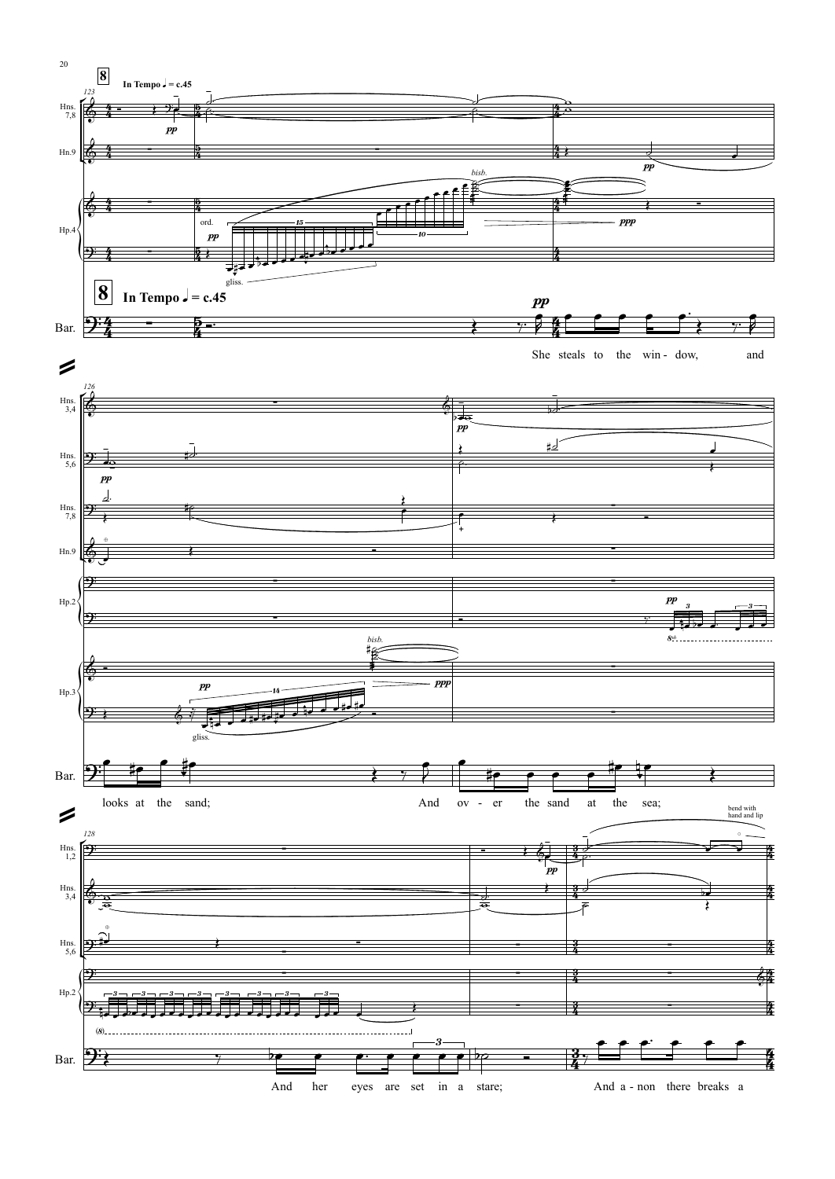**8** **In Tempo** ♩ = c.45

She steals to the win - dow, and looks at the sand; And ov - er the sand at the sea; And her eyes are set in a stare; And a - non there breaks a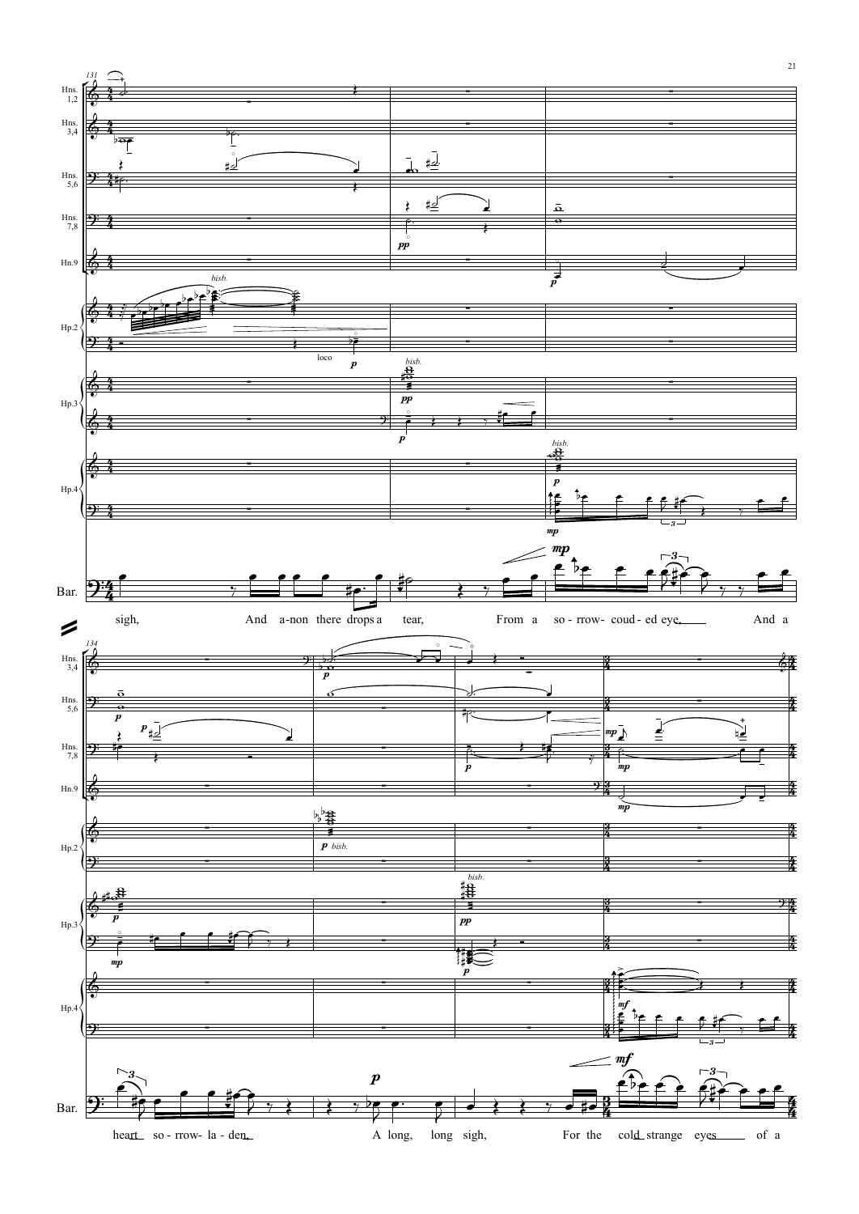sigh, And a-non there drops a tear, From a so-rrow-coud-ed eye. And a

heart so-rrow-la-den. A long, long sigh, For the cold strange eyes of a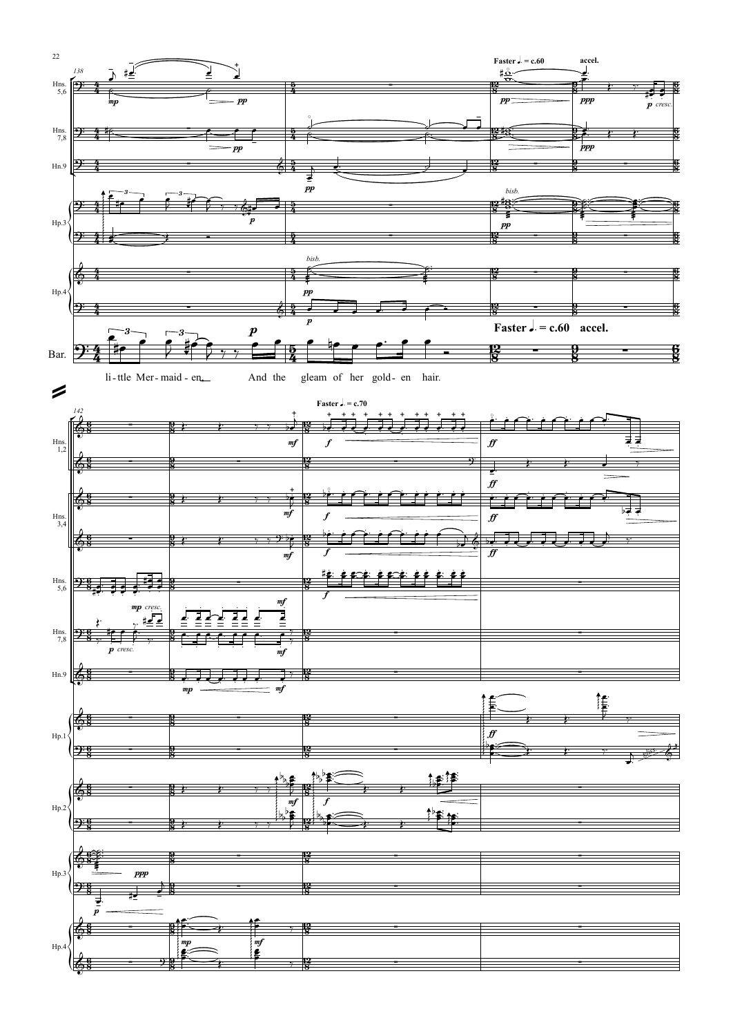Faster ♩. = c.60 accel.

li - ttle Mer - maid - en, And the gleam of her gold - en hair.

Faster ♩. = c.70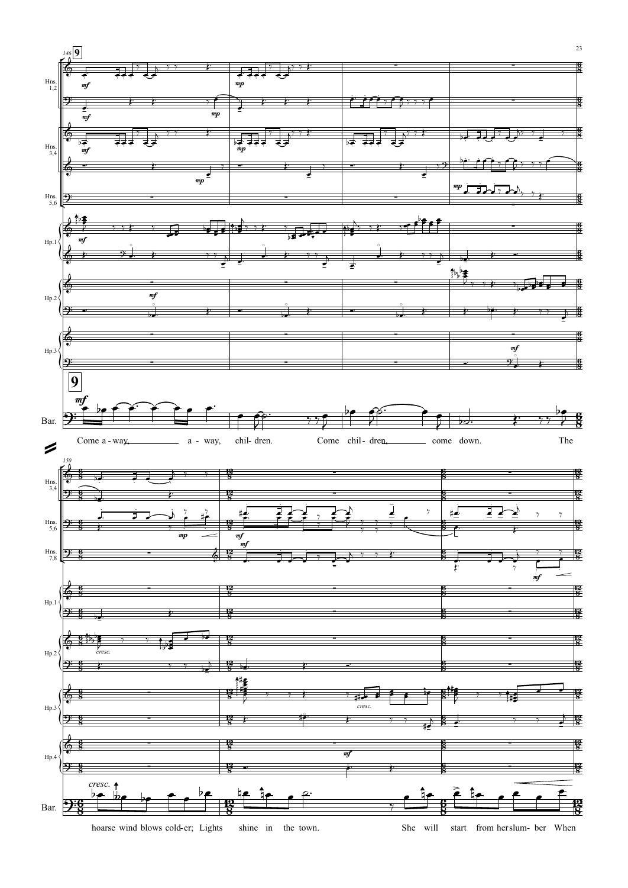Come a - way, a - way, chil- dren. Come chil- dren, come down. The

hoarse wind blows cold-er; Lights shine in the town. She will start from her slum- ber When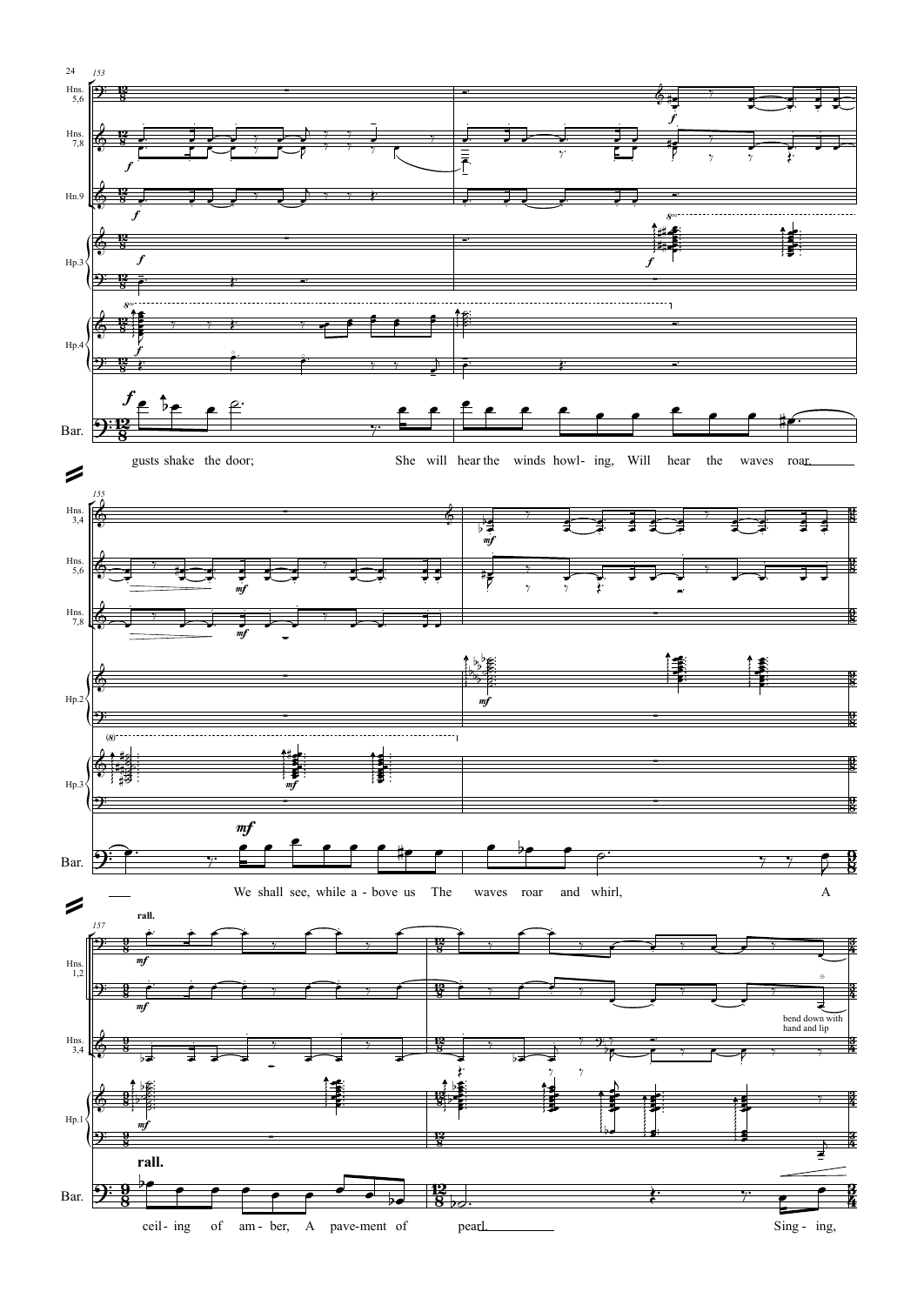gusts shake the door; She will hear the winds howl- ing, Will hear the waves roar.

We shall see, while a - bove us The waves roar and whirl, A

rall.

ceil- ing of am - ber, A pave-ment of pearl. Sing - ing,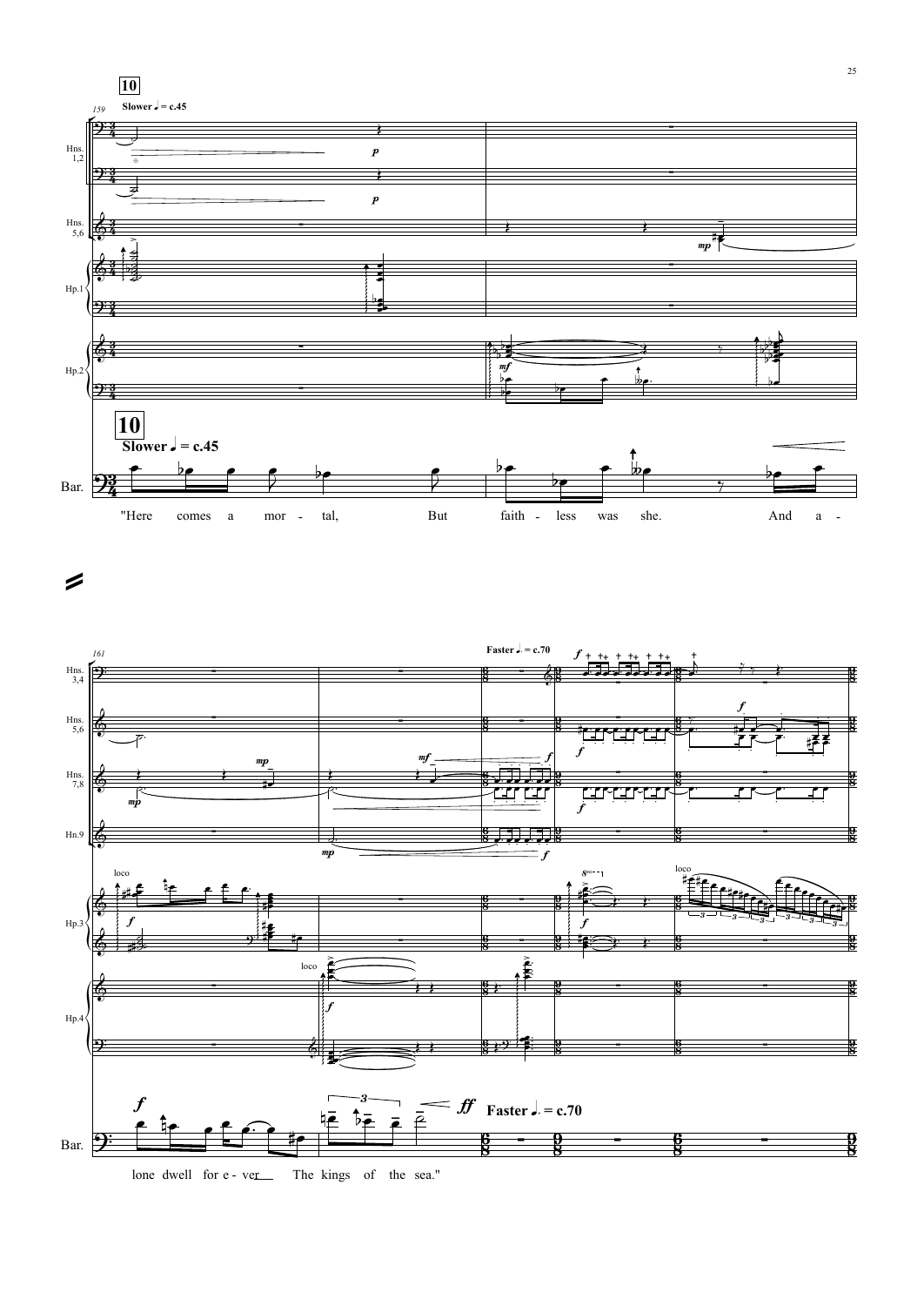**10**

Slower ♩ = c.45

"Here comes a mortal, But faithless was she. And alone dwell for ever The kings of the sea."

Faster ♩. = c.70